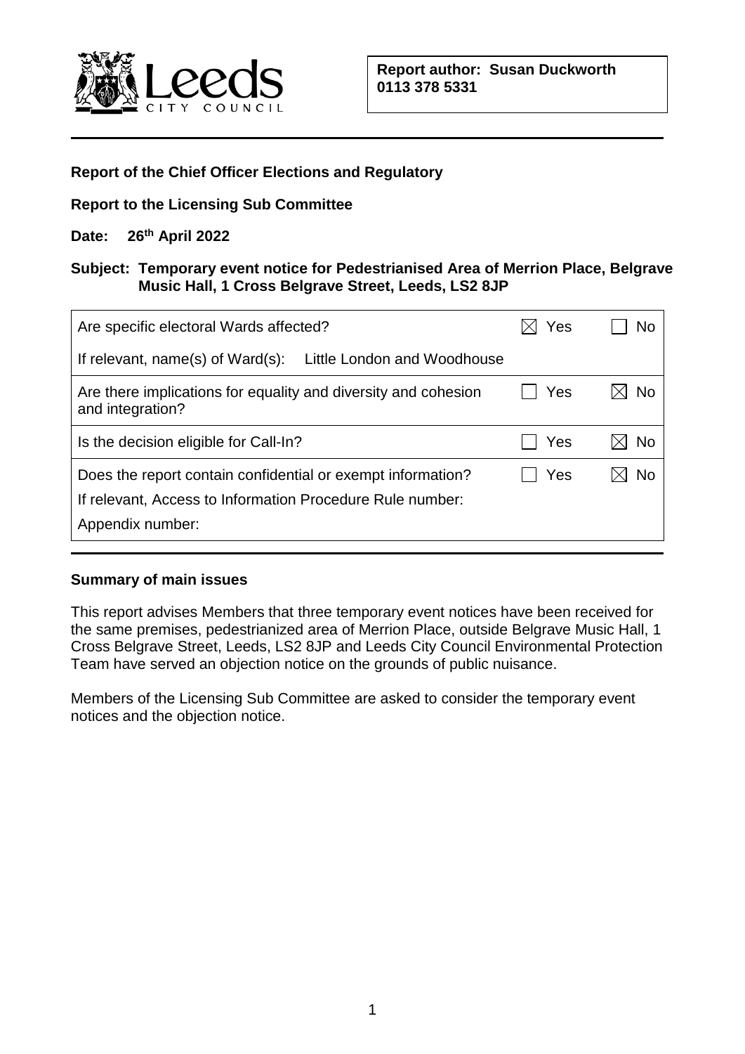Leeds CITY COUNCIL

**Report author: Susan Duckworth 0113 378 5331**

**Report of the Chief Officer Elections and Regulatory**

**Report to the Licensing Sub Committee**

**Date: 26th April 2022**

**Subject: Temporary event notice for Pedestrianised Area of Merrion Place, Belgrave Music Hall, 1 Cross Belgrave Street, Leeds, LS2 8JP**

| | | |
|---|---|---|
| Are specific electoral Wards affected? | ☒ Yes | ☐ No |
| If relevant, name(s) of Ward(s): Little London and Woodhouse | | |
| Are there implications for equality and diversity and cohesion and integration? | ☐ Yes | ☒ No |
| Is the decision eligible for Call-In? | ☐ Yes | ☒ No |
| Does the report contain confidential or exempt information?<br>If relevant, Access to Information Procedure Rule number:<br>Appendix number: | ☐ Yes | ☒ No |

**Summary of main issues**

This report advises Members that three temporary event notices have been received for the same premises, pedestrianized area of Merrion Place, outside Belgrave Music Hall, 1 Cross Belgrave Street, Leeds, LS2 8JP and Leeds City Council Environmental Protection Team have served an objection notice on the grounds of public nuisance.

Members of the Licensing Sub Committee are asked to consider the temporary event notices and the objection notice.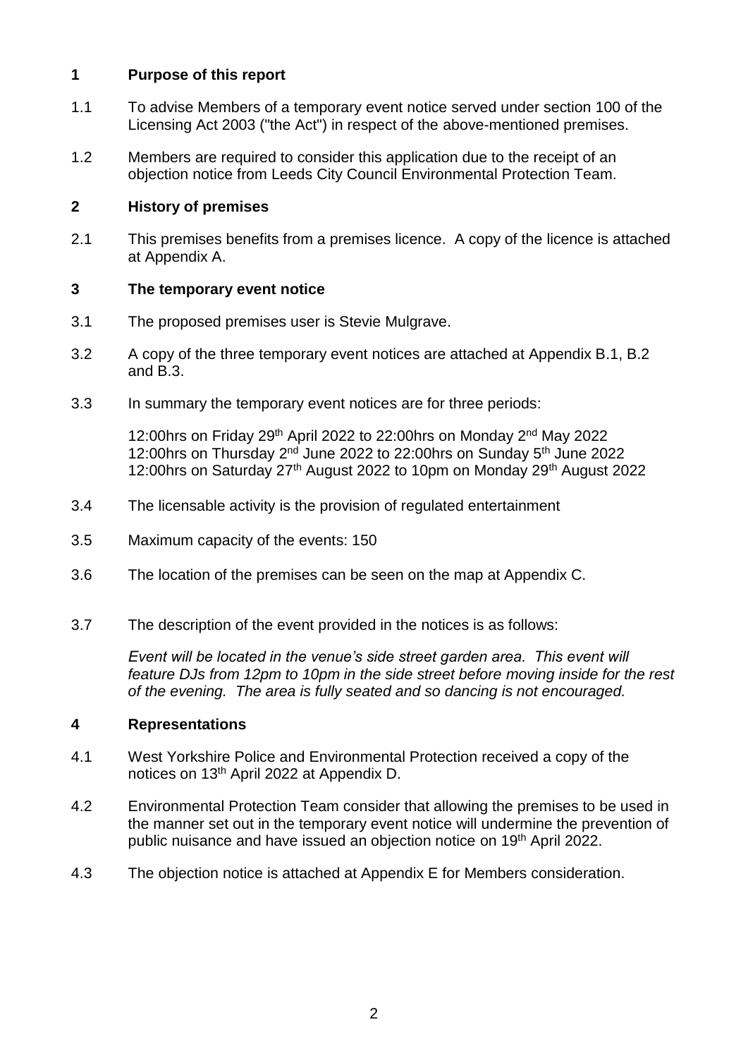## 1 Purpose of this report

1.1 To advise Members of a temporary event notice served under section 100 of the Licensing Act 2003 ("the Act") in respect of the above-mentioned premises.

1.2 Members are required to consider this application due to the receipt of an objection notice from Leeds City Council Environmental Protection Team.

## 2 History of premises

2.1 This premises benefits from a premises licence. A copy of the licence is attached at Appendix A.

## 3 The temporary event notice

3.1 The proposed premises user is Stevie Mulgrave.

3.2 A copy of the three temporary event notices are attached at Appendix B.1, B.2 and B.3.

3.3 In summary the temporary event notices are for three periods:

12:00hrs on Friday 29th April 2022 to 22:00hrs on Monday 2nd May 2022
12:00hrs on Thursday 2nd June 2022 to 22:00hrs on Sunday 5th June 2022
12:00hrs on Saturday 27th August 2022 to 10pm on Monday 29th August 2022

3.4 The licensable activity is the provision of regulated entertainment

3.5 Maximum capacity of the events: 150

3.6 The location of the premises can be seen on the map at Appendix C.

3.7 The description of the event provided in the notices is as follows:

*Event will be located in the venue's side street garden area. This event will feature DJs from 12pm to 10pm in the side street before moving inside for the rest of the evening. The area is fully seated and so dancing is not encouraged.*

## 4 Representations

4.1 West Yorkshire Police and Environmental Protection received a copy of the notices on 13th April 2022 at Appendix D.

4.2 Environmental Protection Team consider that allowing the premises to be used in the manner set out in the temporary event notice will undermine the prevention of public nuisance and have issued an objection notice on 19th April 2022.

4.3 The objection notice is attached at Appendix E for Members consideration.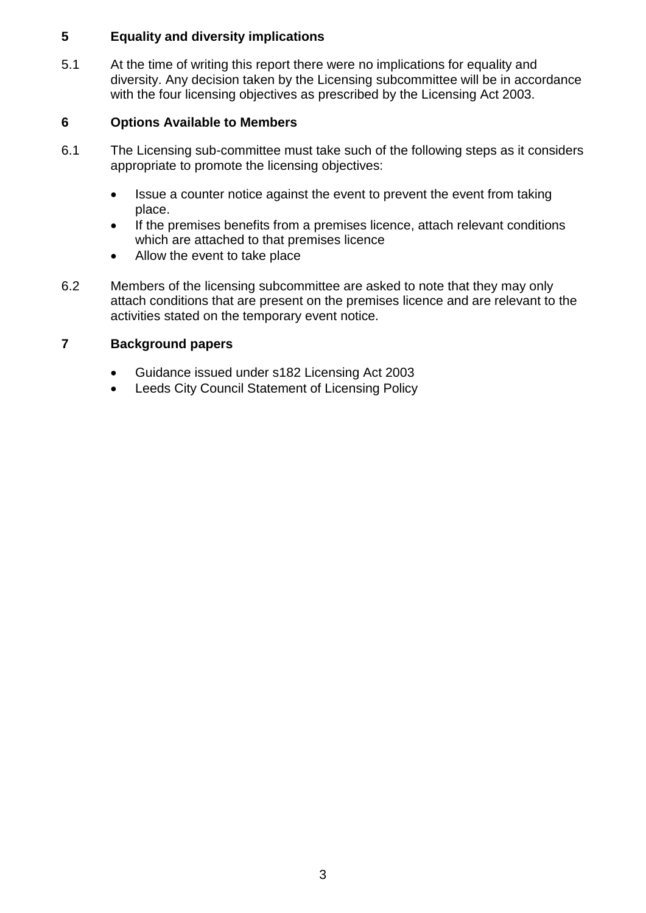## 5 Equality and diversity implications

5.1 At the time of writing this report there were no implications for equality and diversity. Any decision taken by the Licensing subcommittee will be in accordance with the four licensing objectives as prescribed by the Licensing Act 2003.

## 6 Options Available to Members

6.1 The Licensing sub-committee must take such of the following steps as it considers appropriate to promote the licensing objectives:

- Issue a counter notice against the event to prevent the event from taking place.
- If the premises benefits from a premises licence, attach relevant conditions which are attached to that premises licence
- Allow the event to take place

6.2 Members of the licensing subcommittee are asked to note that they may only attach conditions that are present on the premises licence and are relevant to the activities stated on the temporary event notice.

## 7 Background papers

- Guidance issued under s182 Licensing Act 2003
- Leeds City Council Statement of Licensing Policy